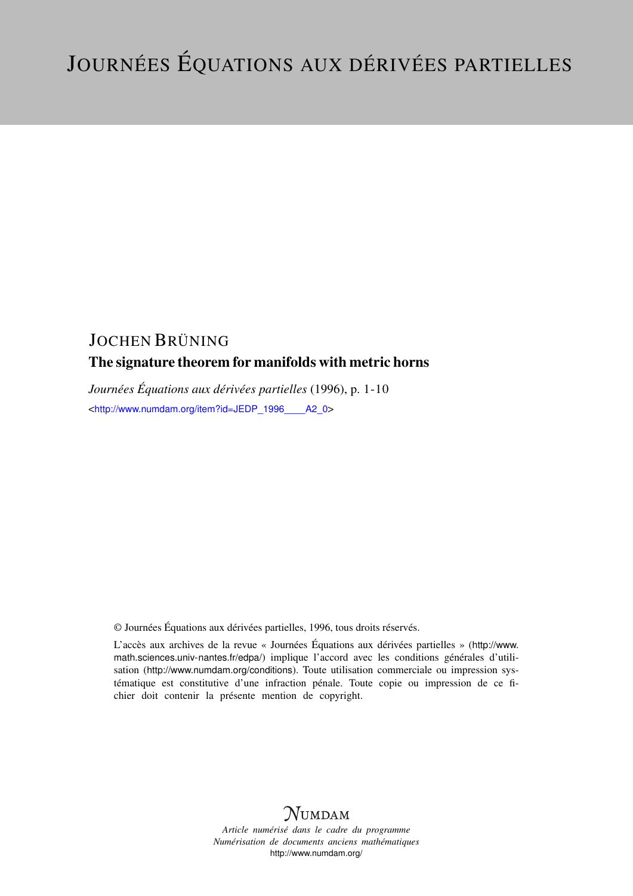# JOURNÉES ÉQUATIONS AUX DÉRIVÉES PARTIELLES

JOCHEN BRÜNING

## The signature theorem for manifolds with metric horns

*Journées Équations aux dérivées partielles* (1996), p. 1-10

<http://www.numdam.org/item?id=JEDP_1996____A2_0>

© Journées Équations aux dérivées partielles, 1996, tous droits réservés.

L'accès aux archives de la revue « Journées Équations aux dérivées partielles » (http://www.math.sciences.univ-nantes.fr/edpa/) implique l'accord avec les conditions générales d'utilisation (http://www.numdam.org/conditions). Toute utilisation commerciale ou impression systématique est constitutive d'une infraction pénale. Toute copie ou impression de ce fichier doit contenir la présente mention de copyright.

NUMDAM

*Article numérisé dans le cadre du programme*
*Numérisation de documents anciens mathématiques*
http://www.numdam.org/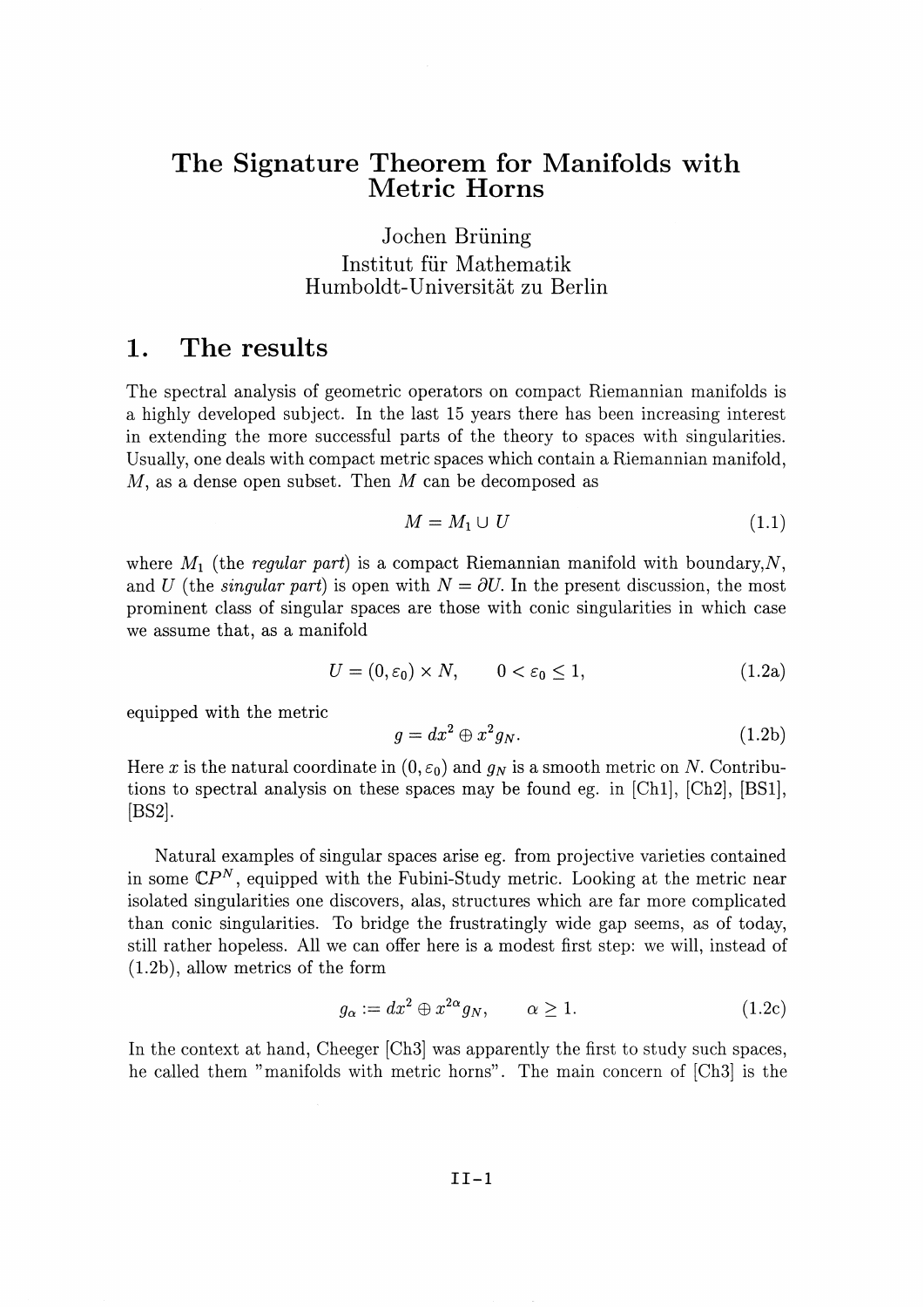# The Signature Theorem for Manifolds with Metric Horns

Jochen Brüning
Institut für Mathematik
Humboldt-Universität zu Berlin

## 1. The results

The spectral analysis of geometric operators on compact Riemannian manifolds is a highly developed subject. In the last 15 years there has been increasing interest in extending the more successful parts of the theory to spaces with singularities. Usually, one deals with compact metric spaces which contain a Riemannian manifold, $M$, as a dense open subset. Then $M$ can be decomposed as

$$M = M_1 \cup U \tag{1.1}$$

where $M_1$ (the *regular part*) is a compact Riemannian manifold with boundary,$N$, and $U$ (the *singular part*) is open with $N = \partial U$. In the present discussion, the most prominent class of singular spaces are those with conic singularities in which case we assume that, as a manifold

$$U = (0, \varepsilon_0) \times N, \qquad 0 < \varepsilon_0 \leq 1, \tag{1.2a}$$

equipped with the metric

$$g = dx^2 \oplus x^2 g_N. \tag{1.2b}$$

Here $x$ is the natural coordinate in $(0, \varepsilon_0)$ and $g_N$ is a smooth metric on $N$. Contributions to spectral analysis on these spaces may be found eg. in [Ch1], [Ch2], [BS1], [BS2].

Natural examples of singular spaces arise eg. from projective varieties contained in some $\mathbb{C}P^N$, equipped with the Fubini-Study metric. Looking at the metric near isolated singularities one discovers, alas, structures which are far more complicated than conic singularities. To bridge the frustratingly wide gap seems, as of today, still rather hopeless. All we can offer here is a modest first step: we will, instead of (1.2b), allow metrics of the form

$$g_\alpha := dx^2 \oplus x^{2\alpha} g_N, \qquad \alpha \geq 1. \tag{1.2c}$$

In the context at hand, Cheeger [Ch3] was apparently the first to study such spaces, he called them "manifolds with metric horns". The main concern of [Ch3] is the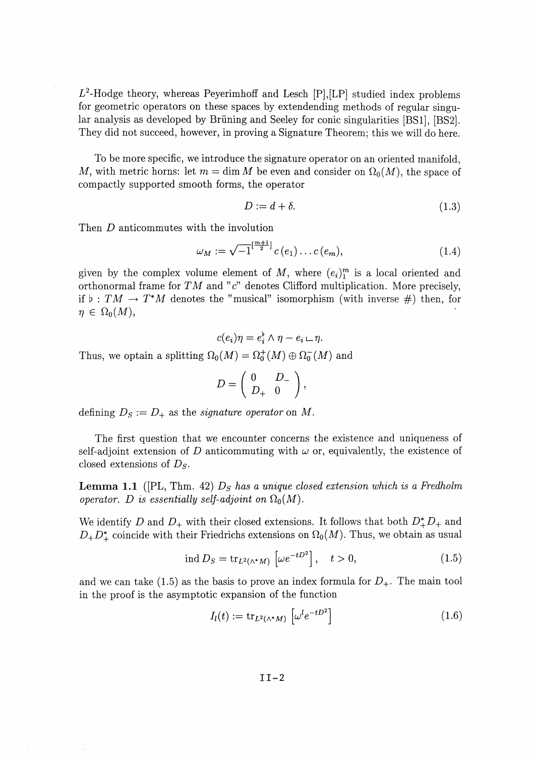$L^2$-Hodge theory, whereas Peyerimhoff and Lesch [P],[LP] studied index problems for geometric operators on these spaces by extendending methods of regular singular analysis as developed by Brüning and Seeley for conic singularities [BS1], [BS2]. They did not succeed, however, in proving a Signature Theorem; this we will do here.

To be more specific, we introduce the signature operator on an oriented manifold, $M$, with metric horns: let $m = \dim M$ be even and consider on $\Omega_0(M)$, the space of compactly supported smooth forms, the operator

$$D := d + \delta. \tag{1.3}$$

Then $D$ anticommutes with the involution

$$\omega_M := \sqrt{-1}^{[\frac{m+1}{2}]} c(e_1) \dots c(e_m), \tag{1.4}$$

given by the complex volume element of $M$, where $(e_i)_1^m$ is a local oriented and orthonormal frame for $TM$ and "$c$" denotes Clifford multiplication. More precisely, if $\flat : TM \to T^*M$ denotes the "musical" isomorphism (with inverse $\#$) then, for $\eta \in \Omega_0(M)$,

$$c(e_i)\eta = e_i^\flat \wedge \eta - e_i \llcorner \eta.$$

Thus, we optain a splitting $\Omega_0(M) = \Omega_0^+(M) \oplus \Omega_0^-(M)$ and

$$D = \begin{pmatrix} 0 & D_- \\ D_+ & 0 \end{pmatrix},$$

defining $D_S := D_+$ as the *signature operator* on $M$.

The first question that we encounter concerns the existence and uniqueness of self-adjoint extension of $D$ anticommuting with $\omega$ or, equivalently, the existence of closed extensions of $D_S$.

**Lemma 1.1** ([PL, Thm. 42) *$D_S$ has a unique closed extension which is a Fredholm operator. $D$ is essentially self-adjoint on $\Omega_0(M)$.*

We identify $D$ and $D_+$ with their closed extensions. It follows that both $D_+^* D_+$ and $D_+ D_+^*$ coincide with their Friedrichs extensions on $\Omega_0(M)$. Thus, we obtain as usual

$$\operatorname{ind} D_S = \operatorname{tr}_{L^2(\wedge^* M)} \left[\omega e^{-tD^2}\right], \quad t > 0, \tag{1.5}$$

and we can take (1.5) as the basis to prove an index formula for $D_+$. The main tool in the proof is the asymptotic expansion of the function

$$I_l(t) := \operatorname{tr}_{L^2(\wedge^* M)} \left[\omega^l e^{-tD^2}\right] \tag{1.6}$$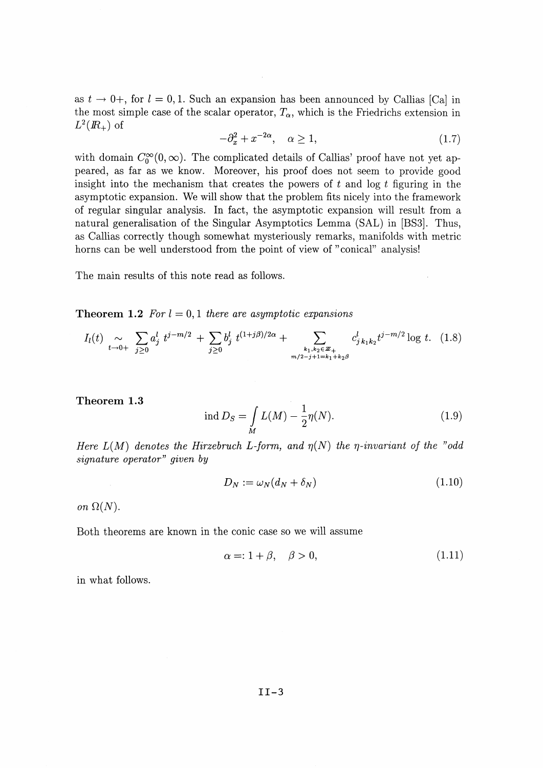as $t \to 0+$, for $l = 0, 1$. Such an expansion has been announced by Callias [Ca] in the most simple case of the scalar operator, $T_\alpha$, which is the Friedrichs extension in $L^2(\mathbb{R}_+)$ of

$$-\partial_x^2 + x^{-2\alpha}, \quad \alpha \geq 1, \tag{1.7}$$

with domain $C_0^\infty(0, \infty)$. The complicated details of Callias' proof have not yet appeared, as far as we know. Moreover, his proof does not seem to provide good insight into the mechanism that creates the powers of $t$ and $\log t$ figuring in the asymptotic expansion. We will show that the problem fits nicely into the framework of regular singular analysis. In fact, the asymptotic expansion will result from a natural generalisation of the Singular Asymptotics Lemma (SAL) in [BS3]. Thus, as Callias correctly though somewhat mysteriously remarks, manifolds with metric horns can be well understood from the point of view of "conical" analysis!

The main results of this note read as follows.

**Theorem 1.2** *For $l = 0, 1$ there are asymptotic expansions*

$$I_l(t) \underset{t \to 0+}{\sim} \sum_{j \geq 0} a_j^l \, t^{j-m/2} + \sum_{j \geq 0} b_j^l \, t^{(1+j\beta)/2\alpha} + \sum_{\substack{k_1, k_2 \in \mathbb{Z}_+ \\ m/2 - j + 1 = k_1 + k_2\beta}} c_{j\,k_1 k_2}^l t^{j-m/2} \log t. \tag{1.8}$$

**Theorem 1.3**

$$\operatorname{ind} D_S = \int_M L(M) - \frac{1}{2}\eta(N). \tag{1.9}$$

*Here $L(M)$ denotes the Hirzebruch L-form, and $\eta(N)$ the $\eta$-invariant of the "odd signature operator" given by*

$$D_N := \omega_N(d_N + \delta_N) \tag{1.10}$$

*on $\Omega(N)$.*

Both theorems are known in the conic case so we will assume

$$\alpha =: 1 + \beta, \quad \beta > 0, \tag{1.11}$$

in what follows.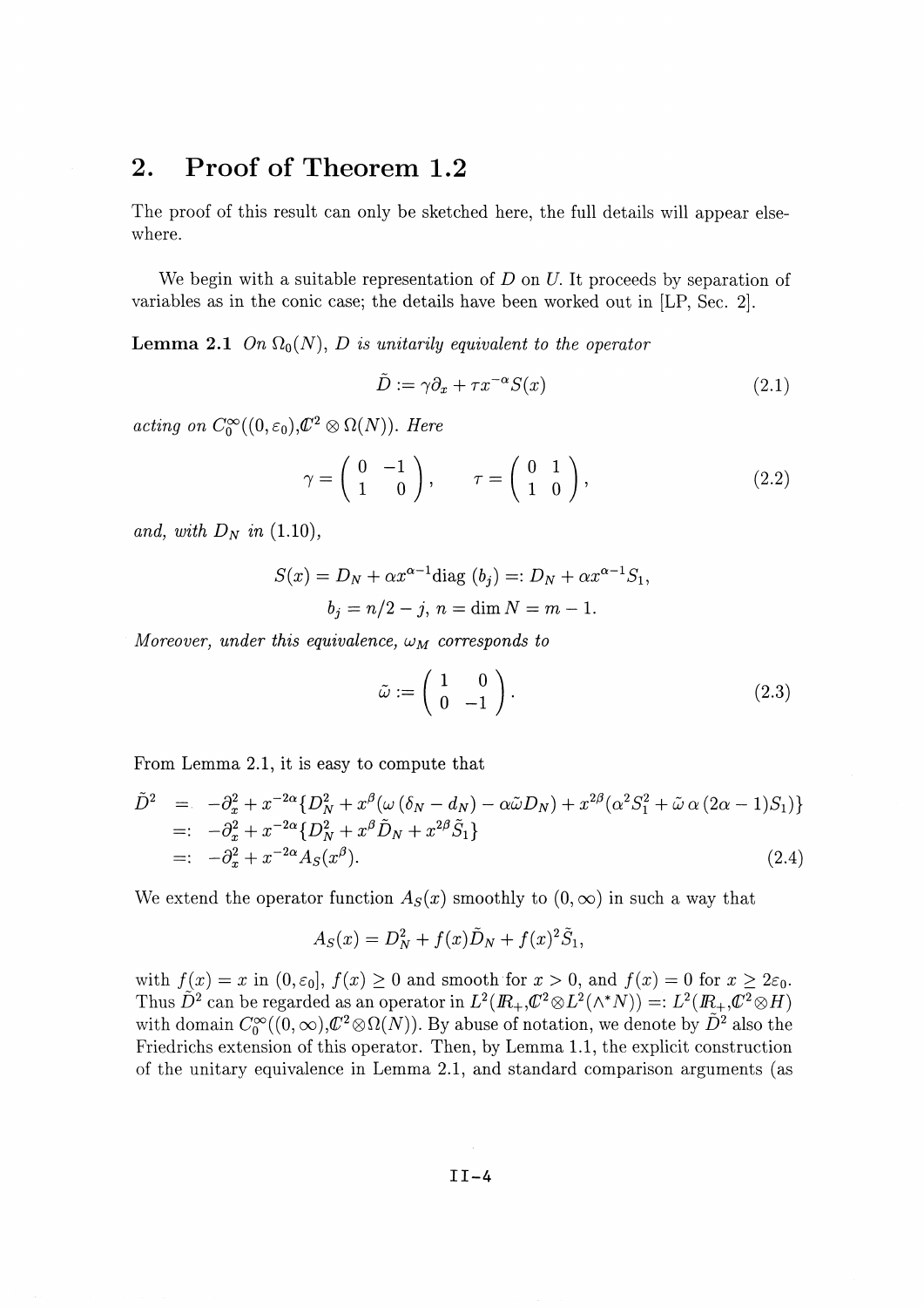## 2. Proof of Theorem 1.2

The proof of this result can only be sketched here, the full details will appear elsewhere.

We begin with a suitable representation of $D$ on $U$. It proceeds by separation of variables as in the conic case; the details have been worked out in [LP, Sec. 2].

**Lemma 2.1** *On $\Omega_0(N)$, $D$ is unitarily equivalent to the operator*

$$\tilde{D} := \gamma \partial_x + \tau x^{-\alpha} S(x) \tag{2.1}$$

*acting on $C_0^\infty((0,\varepsilon_0), \mathbb{C}^2 \otimes \Omega(N))$. Here*

$$\gamma = \begin{pmatrix} 0 & -1 \\ 1 & 0 \end{pmatrix}, \qquad \tau = \begin{pmatrix} 0 & 1 \\ 1 & 0 \end{pmatrix}, \tag{2.2}$$

*and, with $D_N$ in (1.10),*

$$S(x) = D_N + \alpha x^{\alpha-1} \mathrm{diag}\,(b_j) =: D_N + \alpha x^{\alpha-1} S_1,$$
$$b_j = n/2 - j,\ n = \dim N = m-1.$$

*Moreover, under this equivalence, $\omega_M$ corresponds to*

$$\tilde{\omega} := \begin{pmatrix} 1 & 0 \\ 0 & -1 \end{pmatrix}. \tag{2.3}$$

From Lemma 2.1, it is easy to compute that

$$\begin{aligned}
\tilde{D}^2 &= -\partial_x^2 + x^{-2\alpha}\{D_N^2 + x^\beta(\omega\,(\delta_N - d_N) - \alpha\tilde{\omega} D_N) + x^{2\beta}(\alpha^2 S_1^2 + \tilde{\omega}\,\alpha\,(2\alpha-1)S_1)\} \\
&=: -\partial_x^2 + x^{-2\alpha}\{D_N^2 + x^\beta \tilde{D}_N + x^{2\beta}\tilde{S}_1\} \\
&=: -\partial_x^2 + x^{-2\alpha} A_S(x^\beta).
\end{aligned} \tag{2.4}$$

We extend the operator function $A_S(x)$ smoothly to $(0,\infty)$ in such a way that

$$A_S(x) = D_N^2 + f(x)\tilde{D}_N + f(x)^2 \tilde{S}_1,$$

with $f(x) = x$ in $(0, \varepsilon_0]$, $f(x) \geq 0$ and smooth for $x > 0$, and $f(x) = 0$ for $x \geq 2\varepsilon_0$. Thus $\tilde{D}^2$ can be regarded as an operator in $L^2(\mathbb{R}_+, \mathbb{C}^2 \otimes L^2(\wedge^* N)) =: L^2(\mathbb{R}_+, \mathbb{C}^2 \otimes H)$ with domain $C_0^\infty((0,\infty), \mathbb{C}^2 \otimes \Omega(N))$. By abuse of notation, we denote by $\tilde{D}^2$ also the Friedrichs extension of this operator. Then, by Lemma 1.1, the explicit construction of the unitary equivalence in Lemma 2.1, and standard comparison arguments (as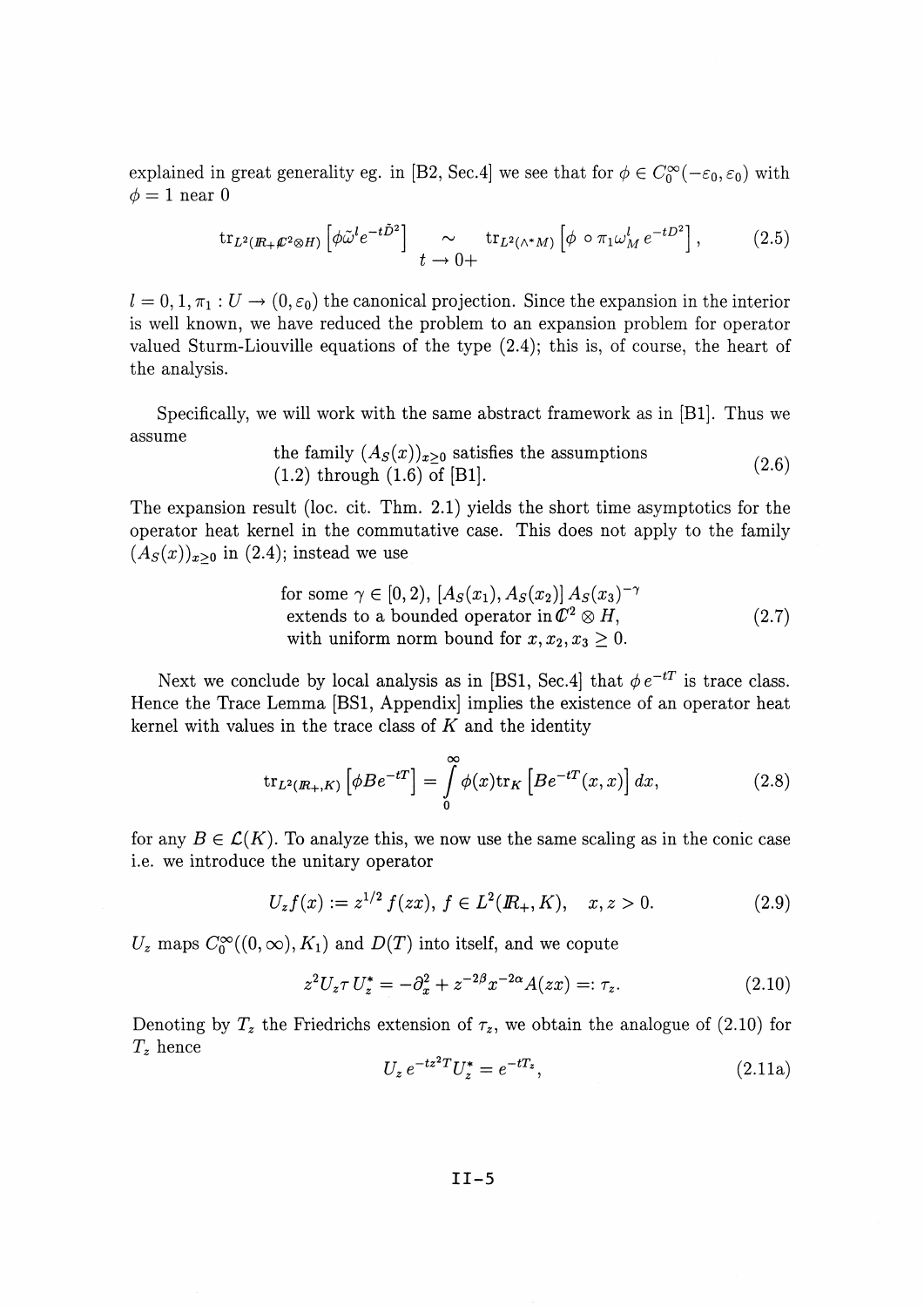explained in great generality eg. in [B2, Sec.4] we see that for $\phi \in C_0^\infty(-\varepsilon_0, \varepsilon_0)$ with $\phi = 1$ near 0

$$\operatorname{tr}_{L^2(\mathbb{R}_+,\mathbb{C}^2\otimes H)}\left[\phi\tilde{\omega}^l e^{-t\tilde{D}^2}\right] \underset{t \to 0+}{\sim} \operatorname{tr}_{L^2(\wedge^* M)}\left[\phi \circ \pi_1 \omega_M^l e^{-tD^2}\right], \tag{2.5}$$

$l = 0, 1, \pi_1 : U \to (0, \varepsilon_0)$ the canonical projection. Since the expansion in the interior is well known, we have reduced the problem to an expansion problem for operator valued Sturm-Liouville equations of the type (2.4); this is, of course, the heart of the analysis.

Specifically, we will work with the same abstract framework as in [B1]. Thus we assume

$$\text{the family } (A_S(x))_{x\geq 0} \text{ satisfies the assumptions (1.2) through (1.6) of [B1].} \tag{2.6}$$

The expansion result (loc. cit. Thm. 2.1) yields the short time asymptotics for the operator heat kernel in the commutative case. This does not apply to the family $(A_S(x))_{x\geq 0}$ in (2.4); instead we use

$$\begin{array}{l}\text{for some } \gamma \in [0, 2),\ [A_S(x_1), A_S(x_2)]\, A_S(x_3)^{-\gamma} \\ \text{extends to a bounded operator in } \mathbb{C}^2 \otimes H, \\ \text{with uniform norm bound for } x, x_2, x_3 \geq 0.\end{array} \tag{2.7}$$

Next we conclude by local analysis as in [BS1, Sec.4] that $\phi\, e^{-tT}$ is trace class. Hence the Trace Lemma [BS1, Appendix] implies the existence of an operator heat kernel with values in the trace class of $K$ and the identity

$$\operatorname{tr}_{L^2(\mathbb{R}_+,K)}\left[\phi B e^{-tT}\right] = \int_0^\infty \phi(x) \operatorname{tr}_K\left[B e^{-tT}(x,x)\right] dx, \tag{2.8}$$

for any $B \in \mathcal{L}(K)$. To analyze this, we now use the same scaling as in the conic case i.e. we introduce the unitary operator

$$U_z f(x) := z^{1/2} f(zx),\ f \in L^2(\mathbb{R}_+, K), \quad x, z > 0. \tag{2.9}$$

$U_z$ maps $C_0^\infty((0,\infty), K_1)$ and $D(T)$ into itself, and we copute

$$z^2 U_z \tau\, U_z^* = -\partial_x^2 + z^{-2\beta} x^{-2\alpha} A(zx) =: \tau_z. \tag{2.10}$$

Denoting by $T_z$ the Friedrichs extension of $\tau_z$, we obtain the analogue of (2.10) for $T_z$ hence

$$U_z\, e^{-tz^2 T} U_z^* = e^{-tT_z}, \tag{2.11a}$$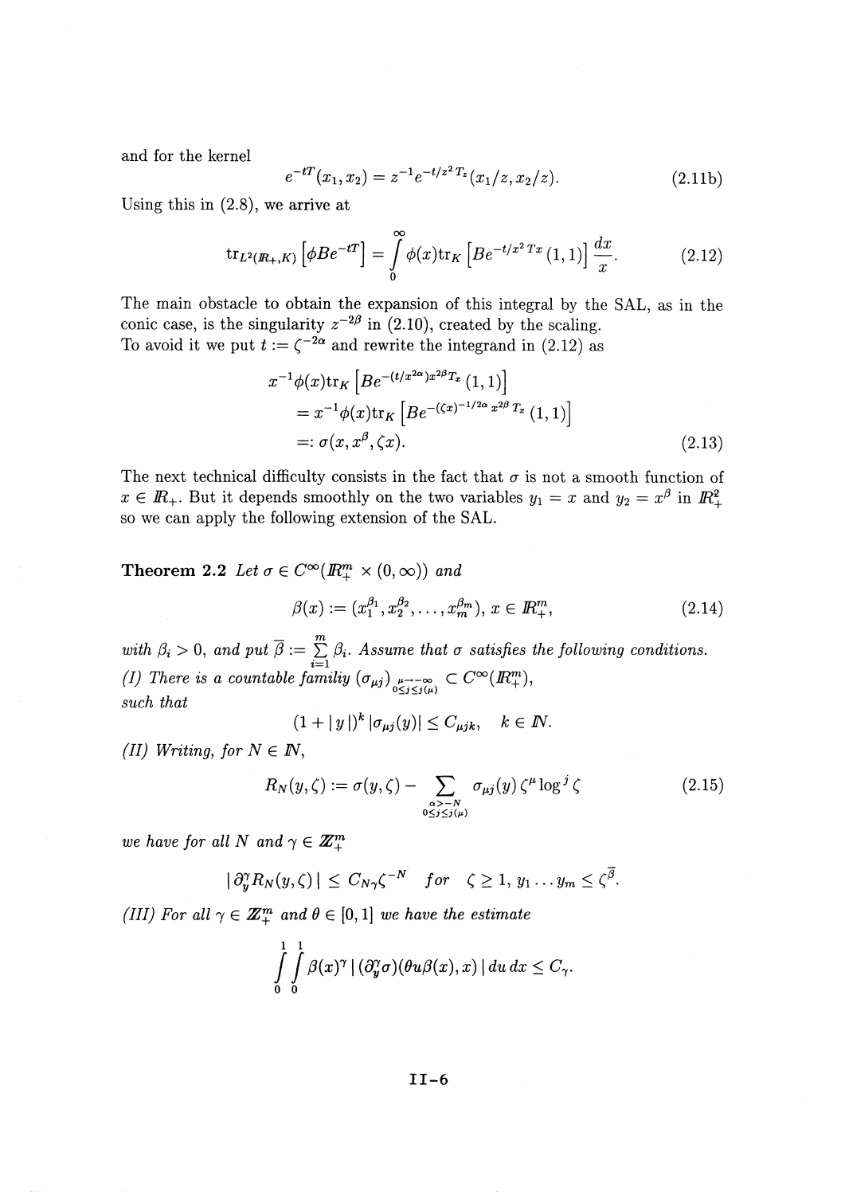and for the kernel

$$e^{-tT}(x_1, x_2) = z^{-1} e^{-t/z^2 T_z}(x_1/z, x_2/z). \tag{2.11b}$$

Using this in (2.8), we arrive at

$$\operatorname{tr}_{L^2(\mathbb{R}_+, K)} \left[\phi B e^{-tT}\right] = \int_0^\infty \phi(x) \operatorname{tr}_K \left[B e^{-t/x^2 T x}(1,1)\right] \frac{dx}{x}. \tag{2.12}$$

The main obstacle to obtain the expansion of this integral by the SAL, as in the conic case, is the singularity $z^{-2\beta}$ in (2.10), created by the scaling.
To avoid it we put $t := \zeta^{-2\alpha}$ and rewrite the integrand in (2.12) as

$$\begin{aligned}
&x^{-1}\phi(x)\operatorname{tr}_K \left[B e^{-(t/x^{2\alpha})x^{2\beta} T_x}(1,1)\right] \\
&= x^{-1}\phi(x)\operatorname{tr}_K \left[B e^{-(\zeta x)^{-1/2\alpha} x^{2\beta} T_x}(1,1)\right] \\
&=: \sigma(x, x^\beta, \zeta x).
\end{aligned} \tag{2.13}$$

The next technical difficulty consists in the fact that $\sigma$ is not a smooth function of $x \in \mathbb{R}_+$. But it depends smoothly on the two variables $y_1 = x$ and $y_2 = x^\beta$ in $\mathbb{R}^2_+$ so we can apply the following extension of the SAL.

**Theorem 2.2** *Let $\sigma \in C^\infty(\mathbb{R}^m_+ \times (0,\infty))$ and*

$$\beta(x) := (x_1^{\beta_1}, x_2^{\beta_2}, \ldots, x_m^{\beta_m}),\ x \in \mathbb{R}^m_+, \tag{2.14}$$

*with $\beta_i > 0$, and put $\overline{\beta} := \sum_{i=1}^m \beta_i$. Assume that $\sigma$ satisfies the following conditions.*
*(I) There is a countable familiy $(\sigma_{\mu j})_{\substack{\mu \to -\infty \\ 0 \le j \le j(\mu)}} \subset C^\infty(\mathbb{R}^m_+)$, such that*

$$(1 + |y|)^k |\sigma_{\mu j}(y)| \le C_{\mu j k}, \quad k \in \mathbb{N}.$$

*(II) Writing, for $N \in \mathbb{N}$,*

$$R_N(y, \zeta) := \sigma(y, \zeta) - \sum_{\substack{\alpha > -N \\ 0 \le j \le j(\mu)}} \sigma_{\mu j}(y)\, \zeta^\mu \log^j \zeta \tag{2.15}$$

*we have for all $N$ and $\gamma \in \mathbb{Z}^m_+$*

$$|\partial_y^\gamma R_N(y, \zeta)| \le C_{N\gamma} \zeta^{-N} \quad \text{for} \quad \zeta \ge 1,\, y_1 \ldots y_m \le \zeta^{\overline{\beta}}.$$

*(III) For all $\gamma \in \mathbb{Z}^m_+$ and $\theta \in [0,1]$ we have the estimate*

$$\int_0^1 \int_0^1 \beta(x)^\gamma \, |(\partial_y^\gamma \sigma)(\theta u \beta(x), x)| \, du\, dx \le C_\gamma.$$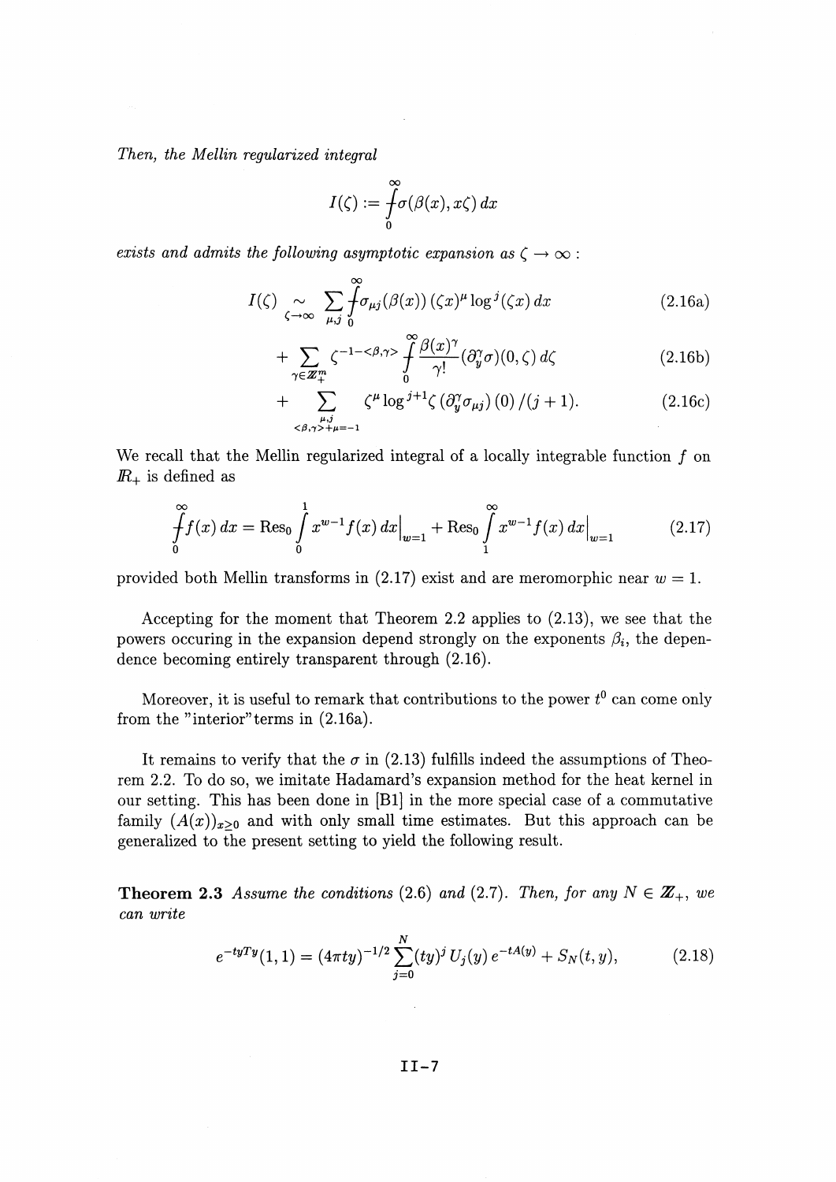*Then, the Mellin regularized integral*

$$I(\zeta) := \int\!\!\!\!\!\!-_{0}^{\infty} \sigma(\beta(x), x\zeta)\, dx$$

*exists and admits the following asymptotic expansion as* $\zeta \to \infty$ :

$$I(\zeta) \underset{\zeta\to\infty}{\sim} \sum_{\mu,j} \int\!\!\!\!\!\!-_{0}^{\infty} \sigma_{\mu j}(\beta(x))\, (\zeta x)^{\mu} \log^{j}(\zeta x)\, dx \tag{2.16a}$$

$$+ \sum_{\gamma\in \mathbb{Z}_+^m} \zeta^{-1-<\beta,\gamma>} \int\!\!\!\!\!\!-_{0}^{\infty} \frac{\beta(x)^{\gamma}}{\gamma!} (\partial_y^{\gamma}\sigma)(0,\zeta)\, d\zeta \tag{2.16b}$$

$$+ \sum_{\substack{\mu,j \\ <\beta,\gamma>+\mu=-1}} \zeta^{\mu} \log^{j+1}\zeta\, \left(\partial_y^{\gamma}\sigma_{\mu j}\right)(0) / (j+1). \tag{2.16c}$$

We recall that the Mellin regularized integral of a locally integrable function $f$ on $\mathbb{R}_+$ is defined as

$$\int\!\!\!\!\!\!-_{0}^{\infty} f(x)\, dx = \mathrm{Res}_0 \int_0^1 x^{w-1} f(x)\, dx\Big|_{w=1} + \mathrm{Res}_0 \int_1^{\infty} x^{w-1} f(x)\, dx\Big|_{w=1} \tag{2.17}$$

provided both Mellin transforms in (2.17) exist and are meromorphic near $w = 1$.

Accepting for the moment that Theorem 2.2 applies to (2.13), we see that the powers occuring in the expansion depend strongly on the exponents $\beta_i$, the dependence becoming entirely transparent through (2.16).

Moreover, it is useful to remark that contributions to the power $t^0$ can come only from the "interior"terms in (2.16a).

It remains to verify that the $\sigma$ in (2.13) fulfills indeed the assumptions of Theorem 2.2. To do so, we imitate Hadamard's expansion method for the heat kernel in our setting. This has been done in [B1] in the more special case of a commutative family $(A(x))_{x\geq 0}$ and with only small time estimates. But this approach can be generalized to the present setting to yield the following result.

**Theorem 2.3** *Assume the conditions* (2.6) *and* (2.7). *Then, for any* $N \in \mathbb{Z}_+$, *we can write*

$$e^{-tyT_y}(1,1) = (4\pi t y)^{-1/2} \sum_{j=0}^{N} (ty)^j\, U_j(y)\, e^{-tA(y)} + S_N(t,y), \tag{2.18}$$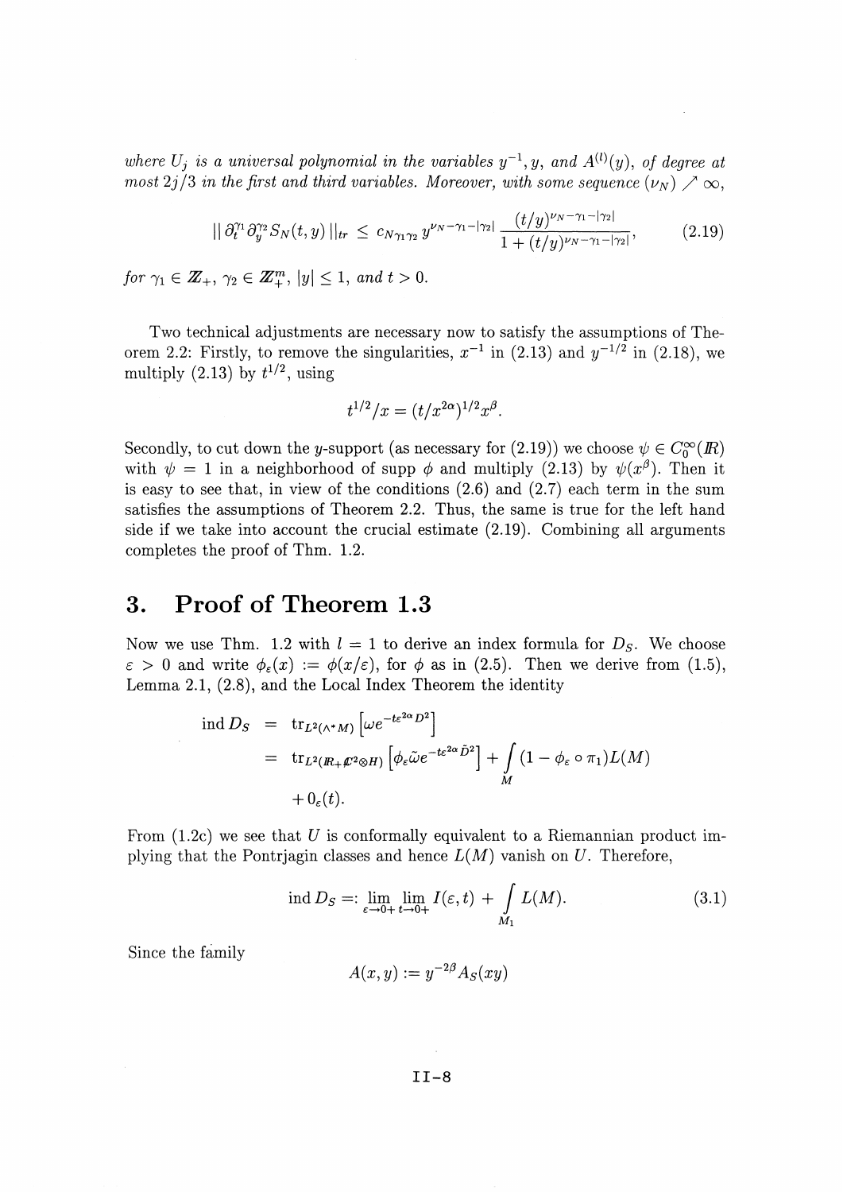*where $U_j$ is a universal polynomial in the variables $y^{-1}, y$, and $A^{(l)}(y)$, of degree at most $2j/3$ in the first and third variables. Moreover, with some sequence $(\nu_N) \nearrow \infty$,*

$$|| \, \partial_t^{\gamma_1} \partial_y^{\gamma_2} S_N(t,y) \, ||_{tr} \leq c_{N\gamma_1\gamma_2} \, y^{\nu_N - \gamma_1 - |\gamma_2|} \frac{(t/y)^{\nu_N - \gamma_1 - |\gamma_2|}}{1 + (t/y)^{\nu_N - \gamma_1 - |\gamma_2|}}, \tag{2.19}$$

*for $\gamma_1 \in \mathbb{Z}_+$, $\gamma_2 \in \mathbb{Z}_+^m$, $|y| \leq 1$, and $t > 0$.*

Two technical adjustments are necessary now to satisfy the assumptions of Theorem 2.2: Firstly, to remove the singularities, $x^{-1}$ in (2.13) and $y^{-1/2}$ in (2.18), we multiply (2.13) by $t^{1/2}$, using

$$t^{1/2}/x = (t/x^{2\alpha})^{1/2} x^{\beta}.$$

Secondly, to cut down the $y$-support (as necessary for (2.19)) we choose $\psi \in C_0^\infty(\mathbb{R})$ with $\psi = 1$ in a neighborhood of supp $\phi$ and multiply (2.13) by $\psi(x^\beta)$. Then it is easy to see that, in view of the conditions (2.6) and (2.7) each term in the sum satisfies the assumptions of Theorem 2.2. Thus, the same is true for the left hand side if we take into account the crucial estimate (2.19). Combining all arguments completes the proof of Thm. 1.2.

# 3. Proof of Theorem 1.3

Now we use Thm. 1.2 with $l = 1$ to derive an index formula for $D_S$. We choose $\varepsilon > 0$ and write $\phi_\varepsilon(x) := \phi(x/\varepsilon)$, for $\phi$ as in (2.5). Then we derive from (1.5), Lemma 2.1, (2.8), and the Local Index Theorem the identity

$$\begin{aligned}
\operatorname{ind} D_S &= \operatorname{tr}_{L^2(\wedge^* M)} \left[ \omega e^{-t\varepsilon^{2\alpha} D^2} \right] \\
&= \operatorname{tr}_{L^2(\mathbb{R}_+ \mathbb{C}^2 \otimes H)} \left[ \phi_\varepsilon \tilde{\omega} e^{-t\varepsilon^{2\alpha} \tilde{D}^2} \right] + \int_M (1 - \phi_\varepsilon \circ \pi_1) L(M) \\
&\quad + 0_\varepsilon(t).
\end{aligned}$$

From (1.2c) we see that $U$ is conformally equivalent to a Riemannian product implying that the Pontrjagin classes and hence $L(M)$ vanish on $U$. Therefore,

$$\operatorname{ind} D_S =: \lim_{\varepsilon \to 0+} \lim_{t \to 0+} I(\varepsilon, t) + \int_{M_1} L(M). \tag{3.1}$$

Since the family

$$A(x,y) := y^{-2\beta} A_S(xy)$$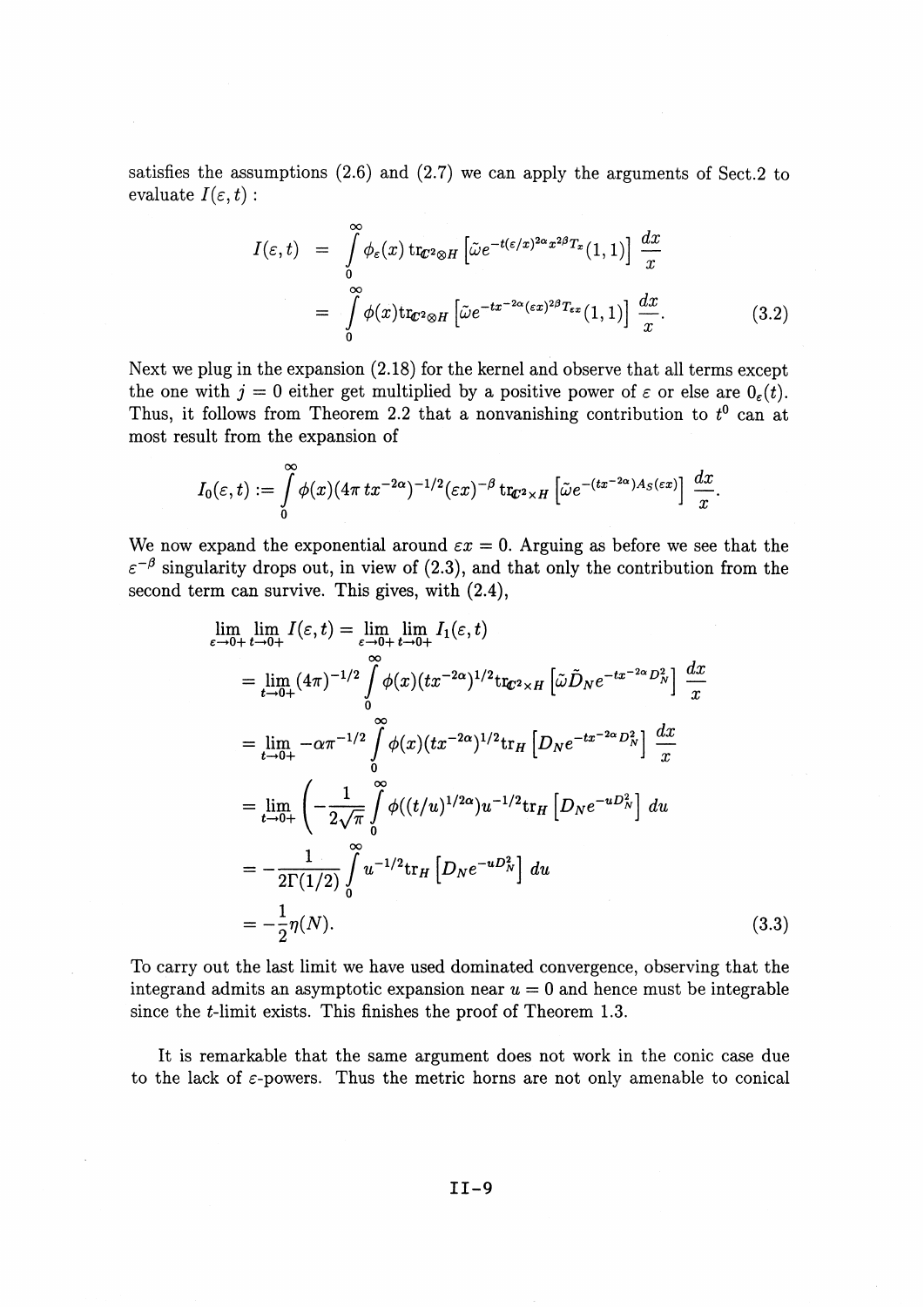satisfies the assumptions (2.6) and (2.7) we can apply the arguments of Sect.2 to evaluate $I(\varepsilon, t)$ :

$$
\begin{aligned}
I(\varepsilon, t) &= \int_0^\infty \phi_\varepsilon(x) \, \mathrm{tr}_{\mathbb{C}^2 \otimes H} \left[ \tilde{\omega} e^{-t(\varepsilon/x)^{2\alpha} x^{2\beta} T_x}(1,1) \right] \frac{dx}{x} \\
&= \int_0^\infty \phi(x) \mathrm{tr}_{\mathbb{C}^2 \otimes H} \left[ \tilde{\omega} e^{-tx^{-2\alpha}(\varepsilon x)^{2\beta} T_{\varepsilon x}}(1,1) \right] \frac{dx}{x}. \qquad (3.2)
\end{aligned}
$$

Next we plug in the expansion (2.18) for the kernel and observe that all terms except the one with $j = 0$ either get multiplied by a positive power of $\varepsilon$ or else are $0_\varepsilon(t)$. Thus, it follows from Theorem 2.2 that a nonvanishing contribution to $t^0$ can at most result from the expansion of

$$
I_0(\varepsilon, t) := \int_0^\infty \phi(x)(4\pi \, tx^{-2\alpha})^{-1/2} (\varepsilon x)^{-\beta} \, \mathrm{tr}_{\mathbb{C}^2 \times H} \left[ \tilde{\omega} e^{-(tx^{-2\alpha}) A_S(\varepsilon x)} \right] \frac{dx}{x}.
$$

We now expand the exponential around $\varepsilon x = 0$. Arguing as before we see that the $\varepsilon^{-\beta}$ singularity drops out, in view of (2.3), and that only the contribution from the second term can survive. This gives, with (2.4),

$$
\begin{aligned}
&\lim_{\varepsilon \to 0+} \lim_{t \to 0+} I(\varepsilon, t) = \lim_{\varepsilon \to 0+} \lim_{t \to 0+} I_1(\varepsilon, t) \\
&= \lim_{t \to 0+} (4\pi)^{-1/2} \int_0^\infty \phi(x) (tx^{-2\alpha})^{1/2} \mathrm{tr}_{\mathbb{C}^2 \times H} \left[ \tilde{\omega} \tilde{D}_N e^{-tx^{-2\alpha} D_N^2} \right] \frac{dx}{x} \\
&= \lim_{t \to 0+} -\alpha \pi^{-1/2} \int_0^\infty \phi(x) (tx^{-2\alpha})^{1/2} \mathrm{tr}_H \left[ D_N e^{-tx^{-2\alpha} D_N^2} \right] \frac{dx}{x} \\
&= \lim_{t \to 0+} \left( -\frac{1}{2\sqrt{\pi}} \int_0^\infty \phi((t/u)^{1/2\alpha}) u^{-1/2} \mathrm{tr}_H \left[ D_N e^{-u D_N^2} \right] du \right. \\
&= -\frac{1}{2\Gamma(1/2)} \int_0^\infty u^{-1/2} \mathrm{tr}_H \left[ D_N e^{-u D_N^2} \right] du \\
&= -\frac{1}{2} \eta(N). \qquad (3.3)
\end{aligned}
$$

To carry out the last limit we have used dominated convergence, observing that the integrand admits an asymptotic expansion near $u = 0$ and hence must be integrable since the $t$-limit exists. This finishes the proof of Theorem 1.3.

It is remarkable that the same argument does not work in the conic case due to the lack of $\varepsilon$-powers. Thus the metric horns are not only amenable to conical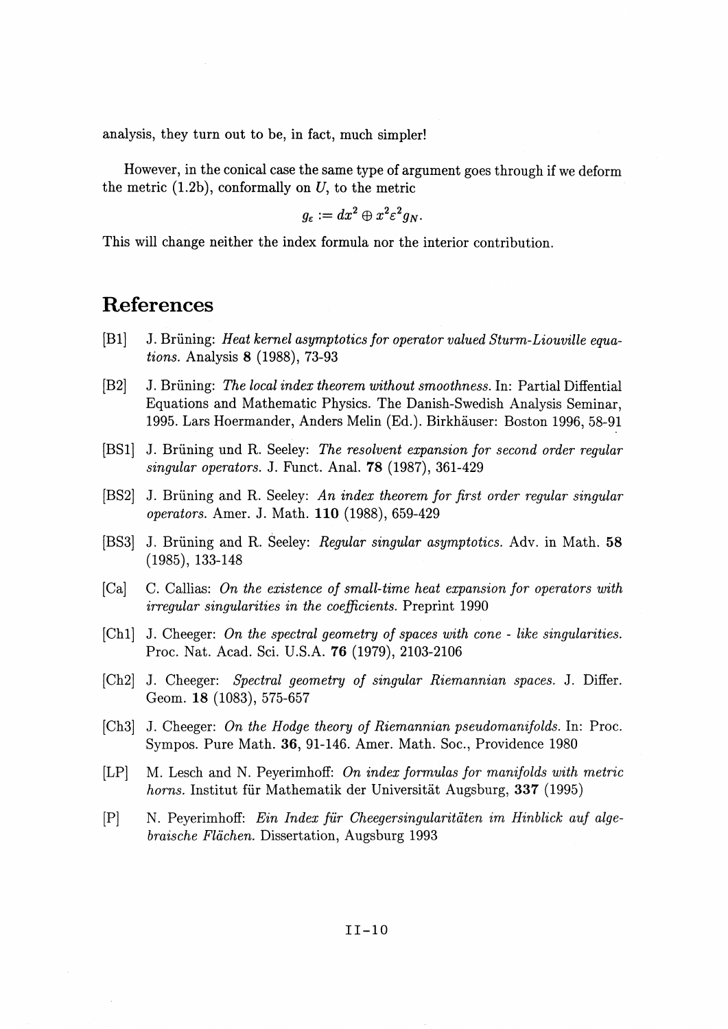analysis, they turn out to be, in fact, much simpler!

However, in the conical case the same type of argument goes through if we deform the metric (1.2b), conformally on $U$, to the metric

$$g_\varepsilon := dx^2 \oplus x^2\varepsilon^2 g_N.$$

This will change neither the index formula nor the interior contribution.

# References

[B1] J. Brüning: *Heat kernel asymptotics for operator valued Sturm-Liouville equations.* Analysis **8** (1988), 73-93

[B2] J. Brüning: *The local index theorem without smoothness.* In: Partial Diffential Equations and Mathematic Physics. The Danish-Swedish Analysis Seminar, 1995. Lars Hoermander, Anders Melin (Ed.). Birkhäuser: Boston 1996, 58-91

[BS1] J. Brüning und R. Seeley: *The resolvent expansion for second order regular singular operators.* J. Funct. Anal. **78** (1987), 361-429

[BS2] J. Brüning and R. Seeley: *An index theorem for first order regular singular operators.* Amer. J. Math. **110** (1988), 659-429

[BS3] J. Brüning and R. Seeley: *Regular singular asymptotics.* Adv. in Math. **58** (1985), 133-148

[Ca] C. Callias: *On the existence of small-time heat expansion for operators with irregular singularities in the coefficients.* Preprint 1990

[Ch1] J. Cheeger: *On the spectral geometry of spaces with cone - like singularities.* Proc. Nat. Acad. Sci. U.S.A. **76** (1979), 2103-2106

[Ch2] J. Cheeger: *Spectral geometry of singular Riemannian spaces.* J. Differ. Geom. **18** (1083), 575-657

[Ch3] J. Cheeger: *On the Hodge theory of Riemannian pseudomanifolds.* In: Proc. Sympos. Pure Math. **36**, 91-146. Amer. Math. Soc., Providence 1980

[LP] M. Lesch and N. Peyerimhoff: *On index formulas for manifolds with metric horns.* Institut für Mathematik der Universität Augsburg, **337** (1995)

[P] N. Peyerimhoff: *Ein Index für Cheegersingularitäten im Hinblick auf algebraische Flächen.* Dissertation, Augsburg 1993